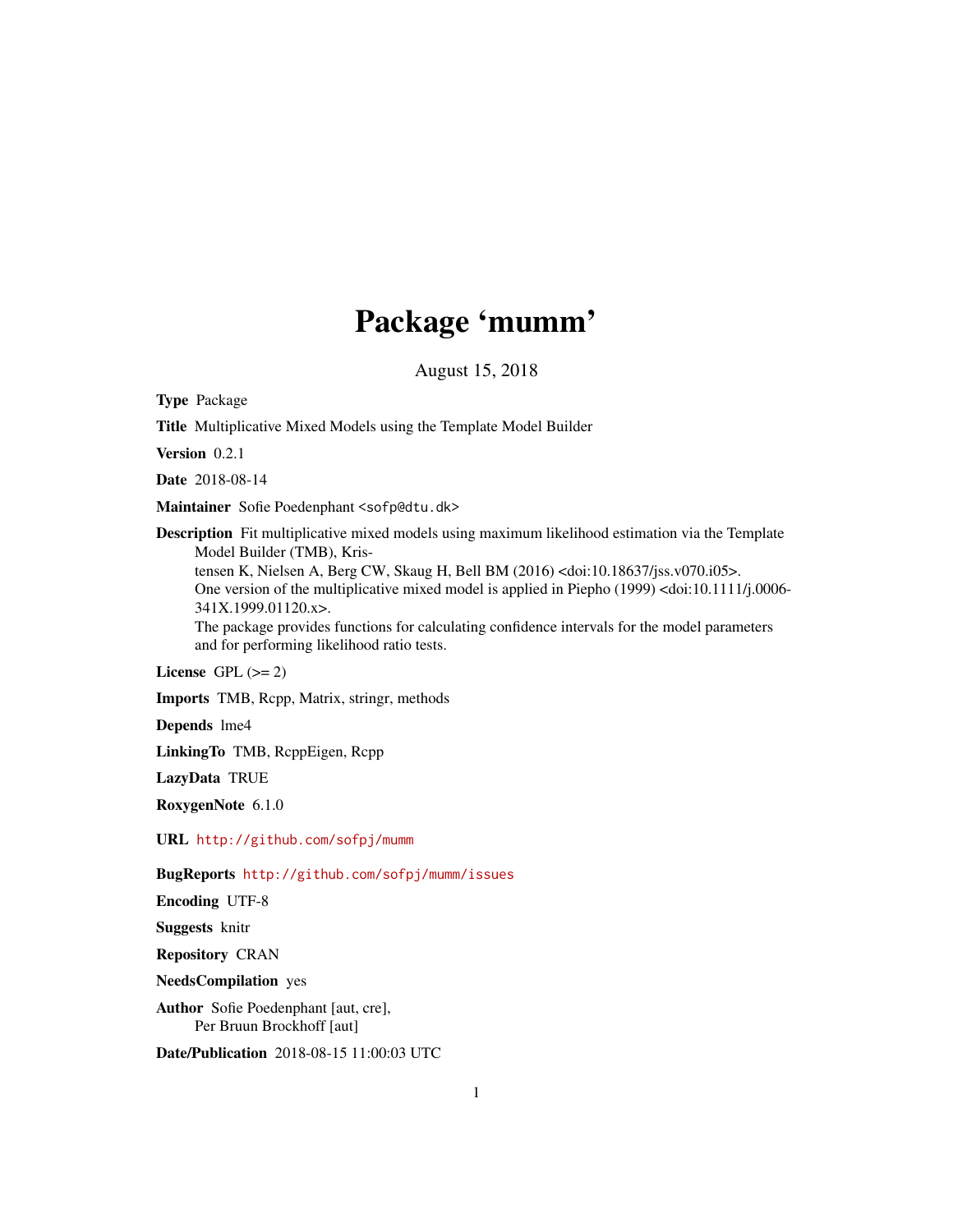# Package 'mumm'

August 15, 2018

**Type** Package

**Title** Multiplicative Mixed Models using the Template Model Builder

**Version** 0.2.1

**Date** 2018-08-14

**Maintainer** Sofie Poedenphant <sofp@dtu.dk>

**Description** Fit multiplicative mixed models using maximum likelihood estimation via the Template Model Builder (TMB), Kristensen K, Nielsen A, Berg CW, Skaug H, Bell BM (2016) <doi:10.18637/jss.v070.i05>. One version of the multiplicative mixed model is applied in Piepho (1999) <doi:10.1111/j.0006-341X.1999.01120.x>. The package provides functions for calculating confidence intervals for the model parameters and for performing likelihood ratio tests.

**License** GPL (>= 2)

**Imports** TMB, Rcpp, Matrix, stringr, methods

**Depends** lme4

**LinkingTo** TMB, RcppEigen, Rcpp

**LazyData** TRUE

**RoxygenNote** 6.1.0

**URL** http://github.com/sofpj/mumm

**BugReports** http://github.com/sofpj/mumm/issues

**Encoding** UTF-8

**Suggests** knitr

**Repository** CRAN

**NeedsCompilation** yes

**Author** Sofie Poedenphant [aut, cre], Per Bruun Brockhoff [aut]

**Date/Publication** 2018-08-15 11:00:03 UTC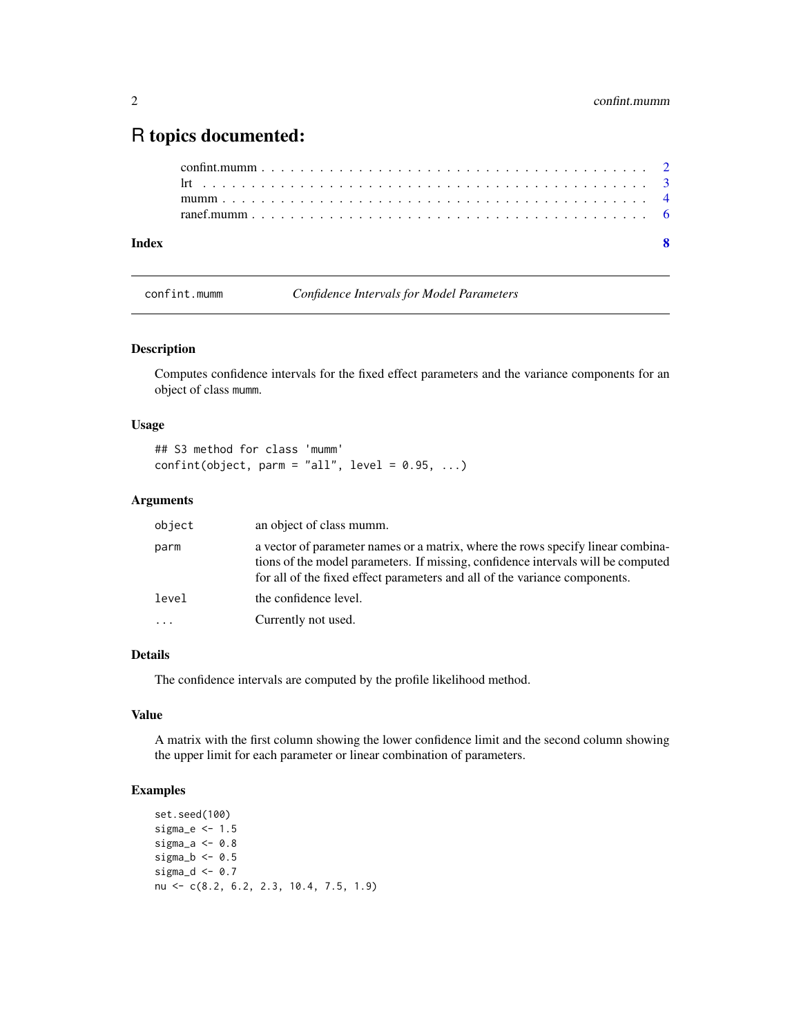# R topics documented:

confint.mumm . . . . . . . . . . . . . . . . . . . . . . . . . . . . . . . . . . . . . . 2
lrt . . . . . . . . . . . . . . . . . . . . . . . . . . . . . . . . . . . . . . . . . . . 3
mumm . . . . . . . . . . . . . . . . . . . . . . . . . . . . . . . . . . . . . . . . . . 4
ranef.mumm . . . . . . . . . . . . . . . . . . . . . . . . . . . . . . . . . . . . . . . 6

**Index** **8**

---

`confint.mumm` *Confidence Intervals for Model Parameters*

---

### Description

Computes confidence intervals for the fixed effect parameters and the variance components for an object of class `mumm`.

### Usage

```
## S3 method for class 'mumm'
confint(object, parm = "all", level = 0.95, ...)
```

### Arguments

| | |
|---|---|
| `object` | an object of class mumm. |
| `parm` | a vector of parameter names or a matrix, where the rows specify linear combinations of the model parameters. If missing, confidence intervals will be computed for all of the fixed effect parameters and all of the variance components. |
| `level` | the confidence level. |
| `...` | Currently not used. |

### Details

The confidence intervals are computed by the profile likelihood method.

### Value

A matrix with the first column showing the lower confidence limit and the second column showing the upper limit for each parameter or linear combination of parameters.

### Examples

```
set.seed(100)
sigma_e <- 1.5
sigma_a <- 0.8
sigma_b <- 0.5
sigma_d <- 0.7
nu <- c(8.2, 6.2, 2.3, 10.4, 7.5, 1.9)
```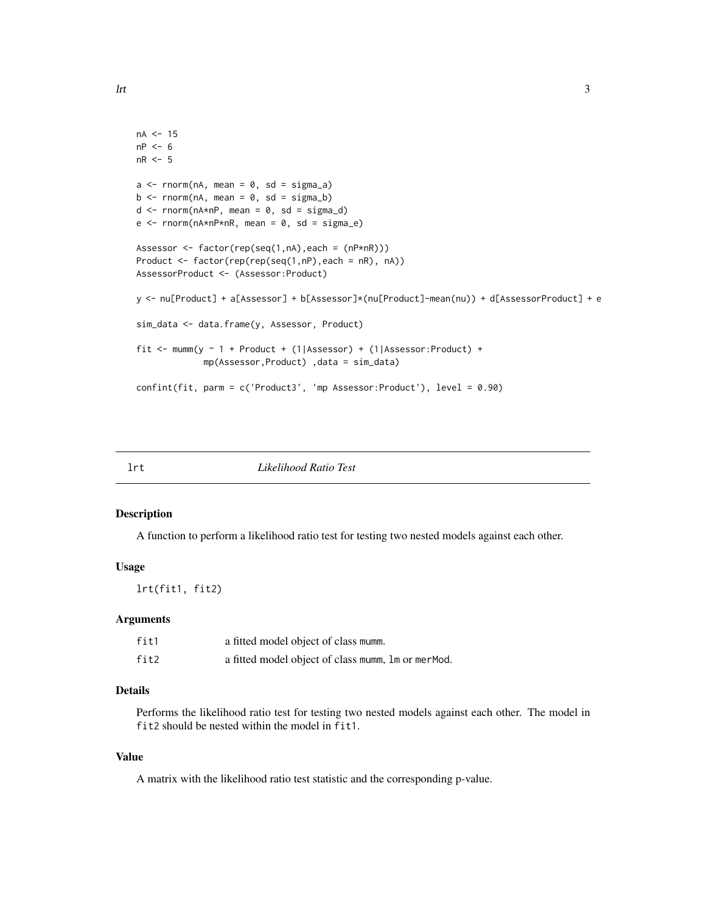```
nA <- 15
nP <- 6
nR <- 5

a <- rnorm(nA, mean = 0, sd = sigma_a)
b <- rnorm(nA, mean = 0, sd = sigma_b)
d <- rnorm(nA*nP, mean = 0, sd = sigma_d)
e <- rnorm(nA*nP*nR, mean = 0, sd = sigma_e)

Assessor <- factor(rep(seq(1,nA),each = (nP*nR)))
Product <- factor(rep(rep(seq(1,nP),each = nR), nA))
AssessorProduct <- (Assessor:Product)

y <- nu[Product] + a[Assessor] + b[Assessor]*(nu[Product]-mean(nu)) + d[AssessorProduct] + e

sim_data <- data.frame(y, Assessor, Product)

fit <- mumm(y ~ 1 + Product + (1|Assessor) + (1|Assessor:Product) +
            mp(Assessor,Product) ,data = sim_data)

confint(fit, parm = c('Product3', 'mp Assessor:Product'), level = 0.90)
```

## lrt — *Likelihood Ratio Test*

### Description

A function to perform a likelihood ratio test for testing two nested models against each other.

### Usage

```
lrt(fit1, fit2)
```

### Arguments

| | |
|---|---|
| `fit1` | a fitted model object of class `mumm`. |
| `fit2` | a fitted model object of class `mumm`, `lm` or `merMod`. |

### Details

Performs the likelihood ratio test for testing two nested models against each other. The model in `fit2` should be nested within the model in `fit1`.

### Value

A matrix with the likelihood ratio test statistic and the corresponding p-value.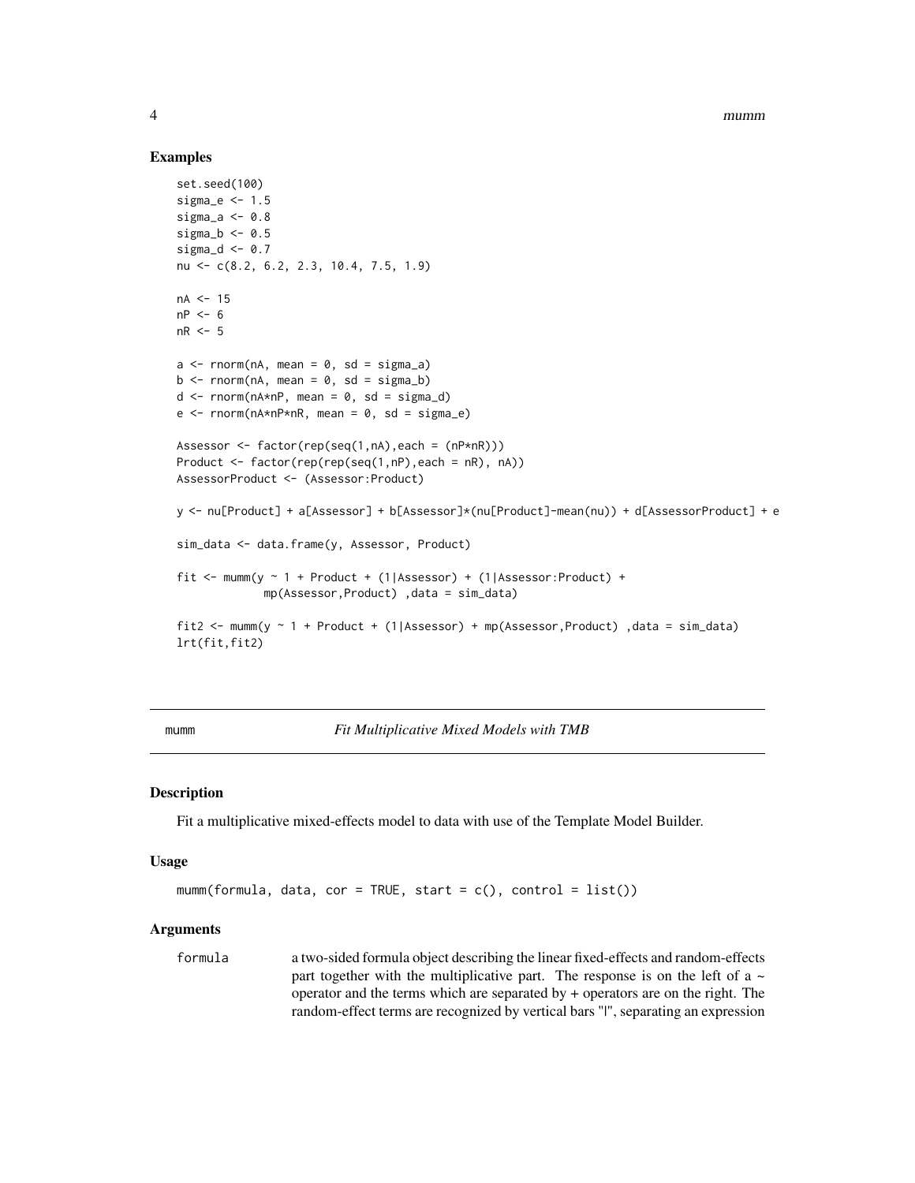### Examples

```
set.seed(100)
sigma_e <- 1.5
sigma_a <- 0.8
sigma_b <- 0.5
sigma_d <- 0.7
nu <- c(8.2, 6.2, 2.3, 10.4, 7.5, 1.9)

nA <- 15
nP <- 6
nR <- 5

a <- rnorm(nA, mean = 0, sd = sigma_a)
b <- rnorm(nA, mean = 0, sd = sigma_b)
d <- rnorm(nA*nP, mean = 0, sd = sigma_d)
e <- rnorm(nA*nP*nR, mean = 0, sd = sigma_e)

Assessor <- factor(rep(seq(1,nA),each = (nP*nR)))
Product <- factor(rep(rep(seq(1,nP),each = nR), nA))
AssessorProduct <- (Assessor:Product)

y <- nu[Product] + a[Assessor] + b[Assessor]*(nu[Product]-mean(nu)) + d[AssessorProduct] + e

sim_data <- data.frame(y, Assessor, Product)

fit <- mumm(y ~ 1 + Product + (1|Assessor) + (1|Assessor:Product) +
             mp(Assessor,Product) ,data = sim_data)

fit2 <- mumm(y ~ 1 + Product + (1|Assessor) + mp(Assessor,Product) ,data = sim_data)
lrt(fit,fit2)
```

---

## mumm — *Fit Multiplicative Mixed Models with TMB*

---

### Description

Fit a multiplicative mixed-effects model to data with use of the Template Model Builder.

### Usage

```
mumm(formula, data, cor = TRUE, start = c(), control = list())
```

### Arguments

`formula` a two-sided formula object describing the linear fixed-effects and random-effects part together with the multiplicative part. The response is on the left of a ~ operator and the terms which are separated by + operators are on the right. The random-effect terms are recognized by vertical bars "|", separating an expression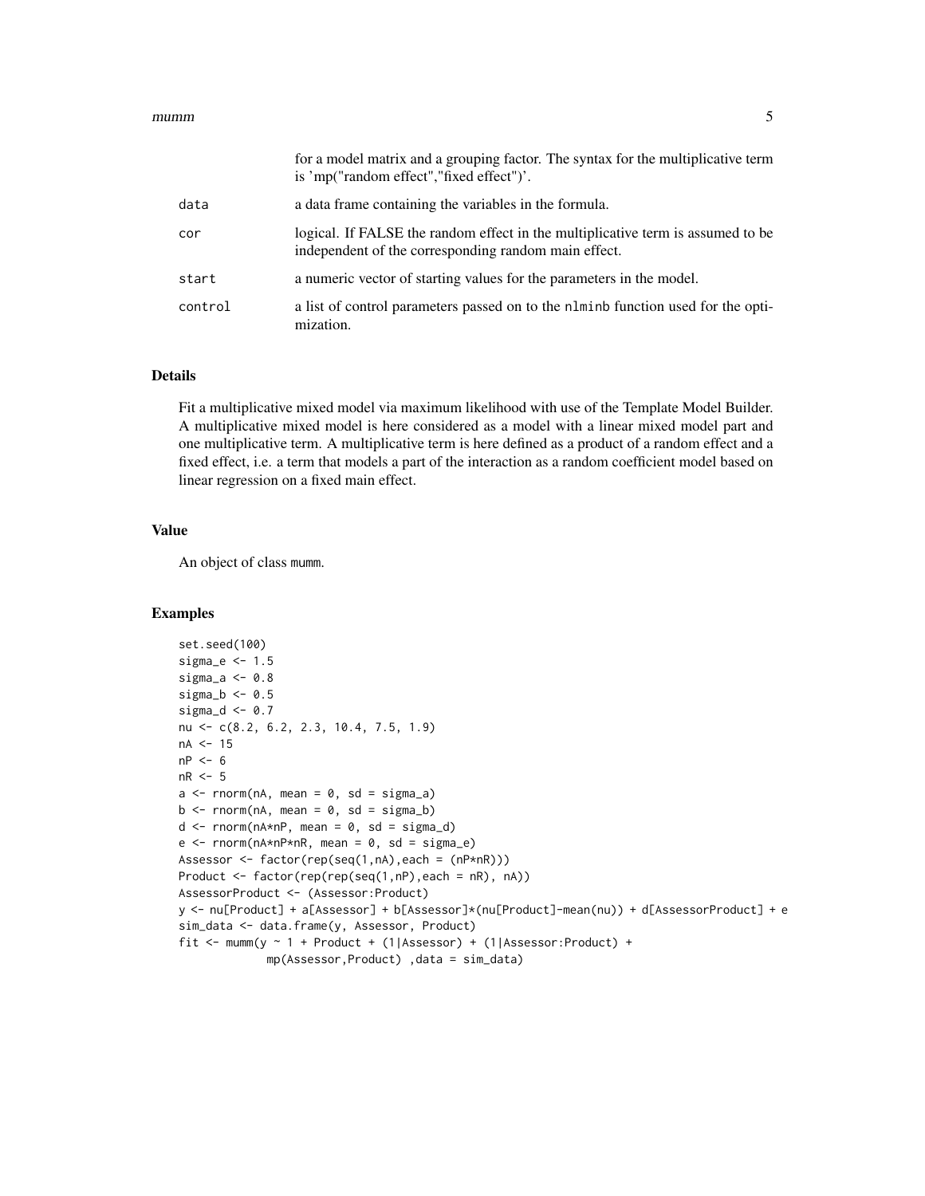| | |
|---|---|
| | for a model matrix and a grouping factor. The syntax for the multiplicative term is 'mp("random effect","fixed effect")'. |
| data | a data frame containing the variables in the formula. |
| cor | logical. If FALSE the random effect in the multiplicative term is assumed to be independent of the corresponding random main effect. |
| start | a numeric vector of starting values for the parameters in the model. |
| control | a list of control parameters passed on to the nlminb function used for the optimization. |

## Details

Fit a multiplicative mixed model via maximum likelihood with use of the Template Model Builder. A multiplicative mixed model is here considered as a model with a linear mixed model part and one multiplicative term. A multiplicative term is here defined as a product of a random effect and a fixed effect, i.e. a term that models a part of the interaction as a random coefficient model based on linear regression on a fixed main effect.

## Value

An object of class mumm.

## Examples

```
set.seed(100)
sigma_e <- 1.5
sigma_a <- 0.8
sigma_b <- 0.5
sigma_d <- 0.7
nu <- c(8.2, 6.2, 2.3, 10.4, 7.5, 1.9)
nA <- 15
nP <- 6
nR <- 5
a <- rnorm(nA, mean = 0, sd = sigma_a)
b <- rnorm(nA, mean = 0, sd = sigma_b)
d <- rnorm(nA*nP, mean = 0, sd = sigma_d)
e <- rnorm(nA*nP*nR, mean = 0, sd = sigma_e)
Assessor <- factor(rep(seq(1,nA),each = (nP*nR)))
Product <- factor(rep(rep(seq(1,nP),each = nR), nA))
AssessorProduct <- (Assessor:Product)
y <- nu[Product] + a[Assessor] + b[Assessor]*(nu[Product]-mean(nu)) + d[AssessorProduct] + e
sim_data <- data.frame(y, Assessor, Product)
fit <- mumm(y ~ 1 + Product + (1|Assessor) + (1|Assessor:Product) +
             mp(Assessor,Product) ,data = sim_data)
```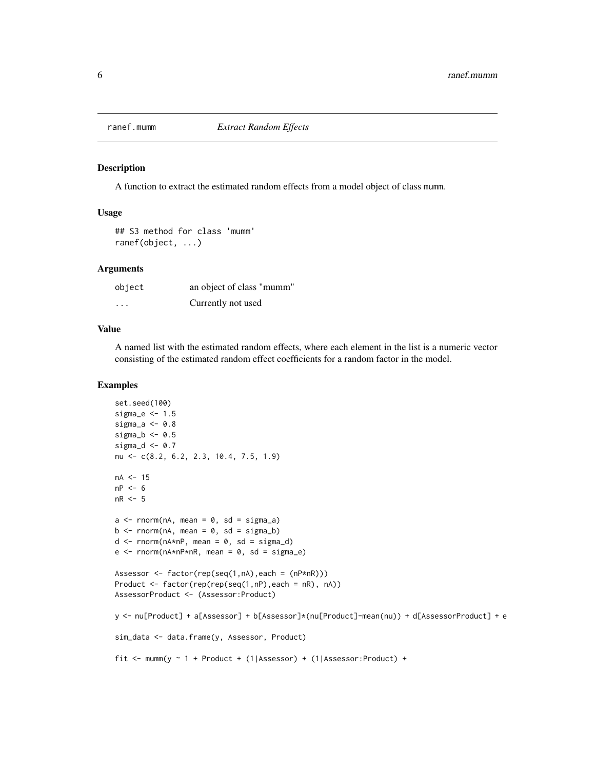ranef.mumm *Extract Random Effects*

## Description

A function to extract the estimated random effects from a model object of class mumm.

## Usage

```
## S3 method for class 'mumm'
ranef(object, ...)
```

## Arguments

| | |
|---|---|
| object | an object of class "mumm" |
| ... | Currently not used |

## Value

A named list with the estimated random effects, where each element in the list is a numeric vector consisting of the estimated random effect coefficients for a random factor in the model.

## Examples

```
set.seed(100)
sigma_e <- 1.5
sigma_a <- 0.8
sigma_b <- 0.5
sigma_d <- 0.7
nu <- c(8.2, 6.2, 2.3, 10.4, 7.5, 1.9)

nA <- 15
nP <- 6
nR <- 5

a <- rnorm(nA, mean = 0, sd = sigma_a)
b <- rnorm(nA, mean = 0, sd = sigma_b)
d <- rnorm(nA*nP, mean = 0, sd = sigma_d)
e <- rnorm(nA*nP*nR, mean = 0, sd = sigma_e)

Assessor <- factor(rep(seq(1,nA),each = (nP*nR)))
Product <- factor(rep(rep(seq(1,nP),each = nR), nA))
AssessorProduct <- (Assessor:Product)

y <- nu[Product] + a[Assessor] + b[Assessor]*(nu[Product]-mean(nu)) + d[AssessorProduct] + e

sim_data <- data.frame(y, Assessor, Product)

fit <- mumm(y ~ 1 + Product + (1|Assessor) + (1|Assessor:Product) +
```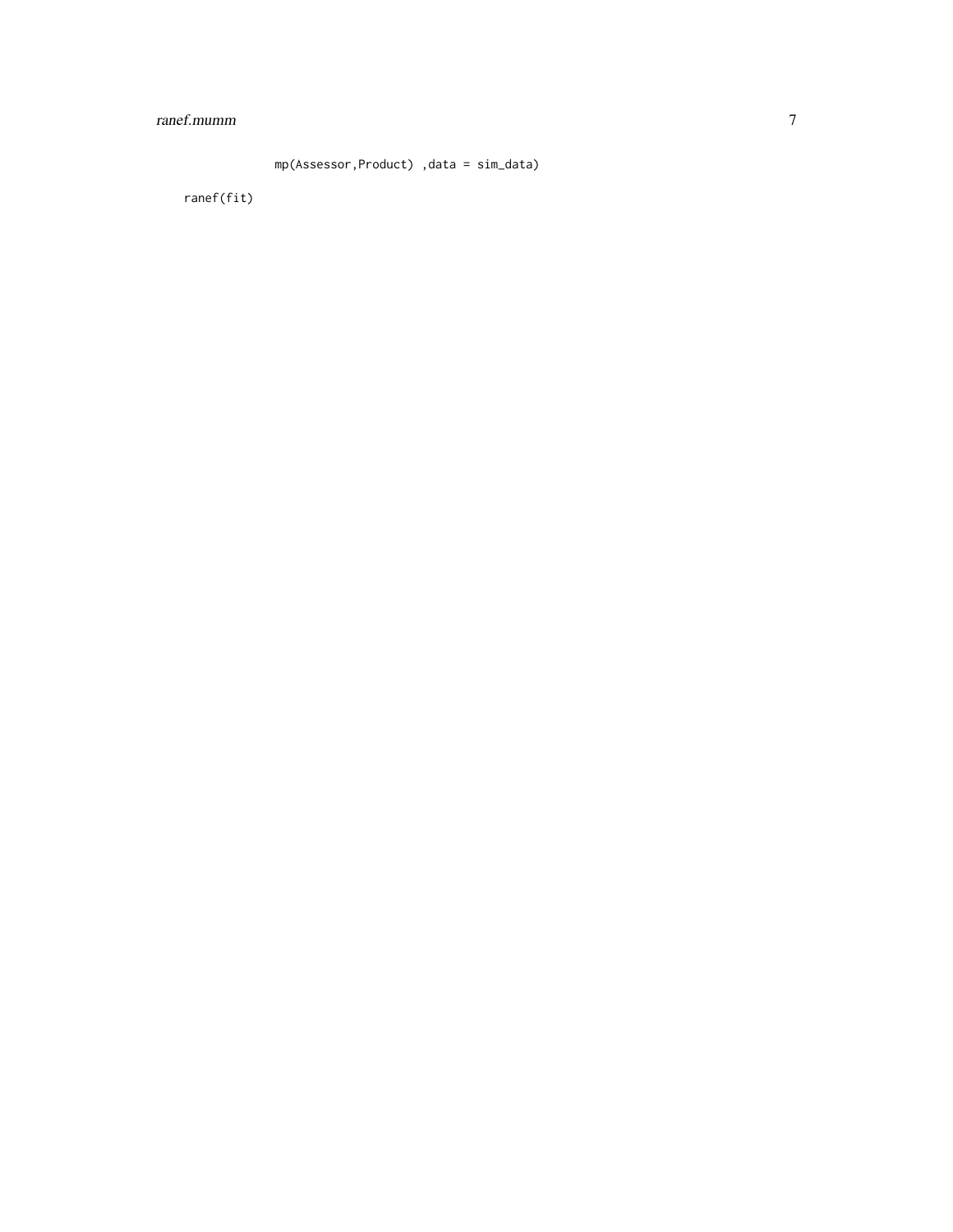```
              mp(Assessor,Product) ,data = sim_data)

ranef(fit)
```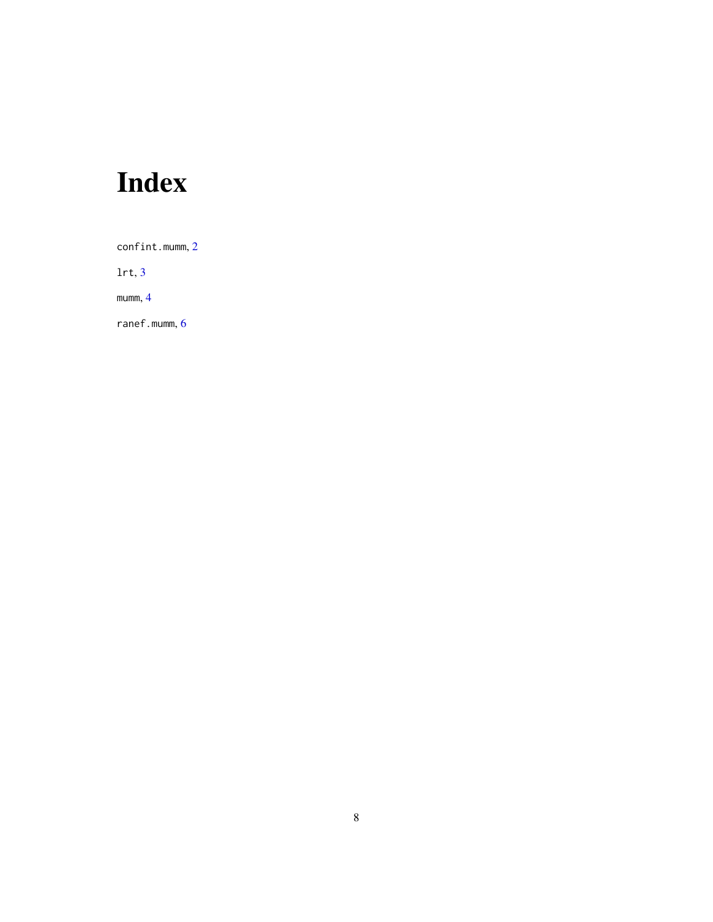# Index

`confint.mumm`, 2

`lrt`, 3

`mumm`, 4

`ranef.mumm`, 6